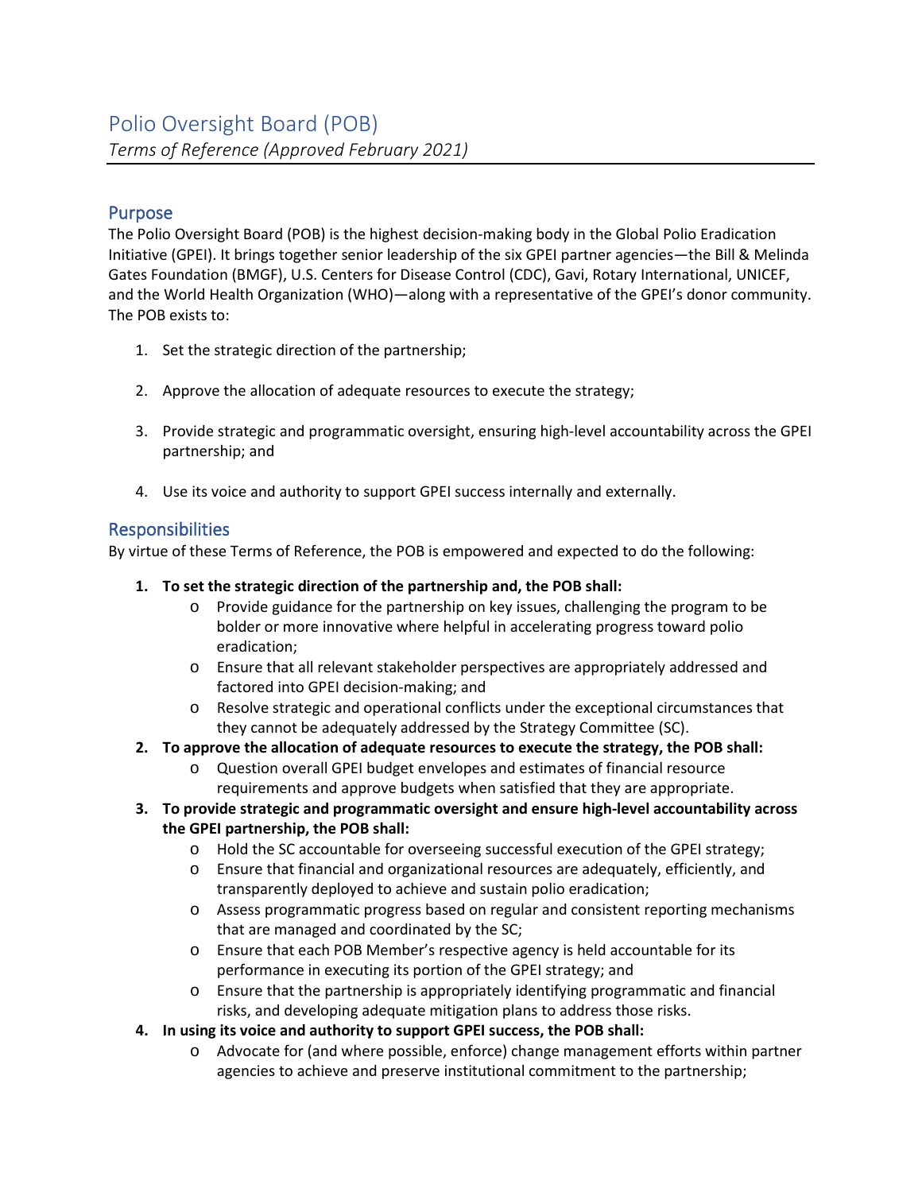# Polio Oversight Board (POB)

*Terms of Reference (Approved February 2021)*

## Purpose

The Polio Oversight Board (POB) is the highest decision-making body in the Global Polio Eradication Initiative (GPEI). It brings together senior leadership of the six GPEI partner agencies—the Bill & Melinda Gates Foundation (BMGF), U.S. Centers for Disease Control (CDC), Gavi, Rotary International, UNICEF, and the World Health Organization (WHO)—along with a representative of the GPEI's donor community. The POB exists to:

1. Set the strategic direction of the partnership;
2. Approve the allocation of adequate resources to execute the strategy;
3. Provide strategic and programmatic oversight, ensuring high-level accountability across the GPEI partnership; and
4. Use its voice and authority to support GPEI success internally and externally.

## Responsibilities

By virtue of these Terms of Reference, the POB is empowered and expected to do the following:

1. **To set the strategic direction of the partnership and, the POB shall:**
   - Provide guidance for the partnership on key issues, challenging the program to be bolder or more innovative where helpful in accelerating progress toward polio eradication;
   - Ensure that all relevant stakeholder perspectives are appropriately addressed and factored into GPEI decision-making; and
   - Resolve strategic and operational conflicts under the exceptional circumstances that they cannot be adequately addressed by the Strategy Committee (SC).
2. **To approve the allocation of adequate resources to execute the strategy, the POB shall:**
   - Question overall GPEI budget envelopes and estimates of financial resource requirements and approve budgets when satisfied that they are appropriate.
3. **To provide strategic and programmatic oversight and ensure high-level accountability across the GPEI partnership, the POB shall:**
   - Hold the SC accountable for overseeing successful execution of the GPEI strategy;
   - Ensure that financial and organizational resources are adequately, efficiently, and transparently deployed to achieve and sustain polio eradication;
   - Assess programmatic progress based on regular and consistent reporting mechanisms that are managed and coordinated by the SC;
   - Ensure that each POB Member's respective agency is held accountable for its performance in executing its portion of the GPEI strategy; and
   - Ensure that the partnership is appropriately identifying programmatic and financial risks, and developing adequate mitigation plans to address those risks.
4. **In using its voice and authority to support GPEI success, the POB shall:**
   - Advocate for (and where possible, enforce) change management efforts within partner agencies to achieve and preserve institutional commitment to the partnership;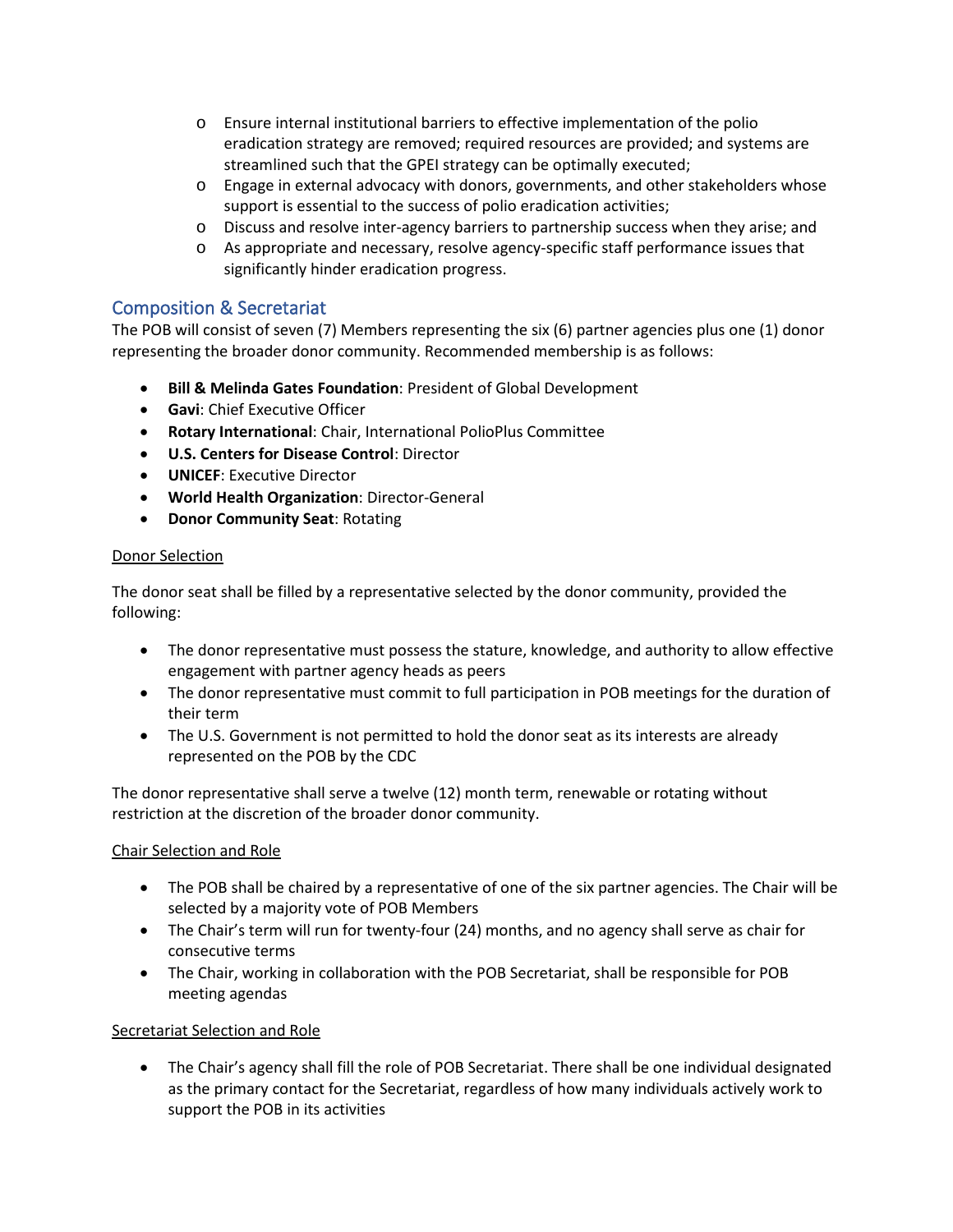- Ensure internal institutional barriers to effective implementation of the polio eradication strategy are removed; required resources are provided; and systems are streamlined such that the GPEI strategy can be optimally executed;
   - Engage in external advocacy with donors, governments, and other stakeholders whose support is essential to the success of polio eradication activities;
   - Discuss and resolve inter-agency barriers to partnership success when they arise; and
   - As appropriate and necessary, resolve agency-specific staff performance issues that significantly hinder eradication progress.

## Composition & Secretariat

The POB will consist of seven (7) Members representing the six (6) partner agencies plus one (1) donor representing the broader donor community. Recommended membership is as follows:

- **Bill & Melinda Gates Foundation**: President of Global Development
- **Gavi**: Chief Executive Officer
- **Rotary International**: Chair, International PolioPlus Committee
- **U.S. Centers for Disease Control**: Director
- **UNICEF**: Executive Director
- **World Health Organization**: Director-General
- **Donor Community Seat**: Rotating

<u>Donor Selection</u>

The donor seat shall be filled by a representative selected by the donor community, provided the following:

- The donor representative must possess the stature, knowledge, and authority to allow effective engagement with partner agency heads as peers
- The donor representative must commit to full participation in POB meetings for the duration of their term
- The U.S. Government is not permitted to hold the donor seat as its interests are already represented on the POB by the CDC

The donor representative shall serve a twelve (12) month term, renewable or rotating without restriction at the discretion of the broader donor community.

<u>Chair Selection and Role</u>

- The POB shall be chaired by a representative of one of the six partner agencies. The Chair will be selected by a majority vote of POB Members
- The Chair's term will run for twenty-four (24) months, and no agency shall serve as chair for consecutive terms
- The Chair, working in collaboration with the POB Secretariat, shall be responsible for POB meeting agendas

<u>Secretariat Selection and Role</u>

- The Chair's agency shall fill the role of POB Secretariat. There shall be one individual designated as the primary contact for the Secretariat, regardless of how many individuals actively work to support the POB in its activities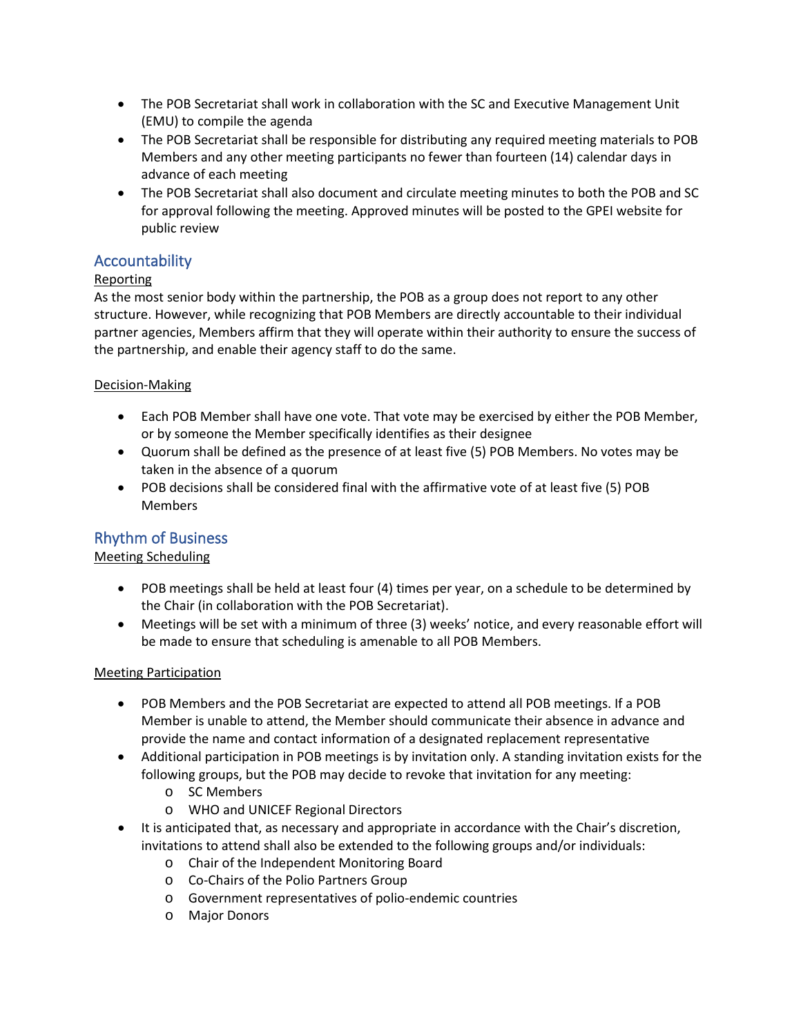- The POB Secretariat shall work in collaboration with the SC and Executive Management Unit (EMU) to compile the agenda
- The POB Secretariat shall be responsible for distributing any required meeting materials to POB Members and any other meeting participants no fewer than fourteen (14) calendar days in advance of each meeting
- The POB Secretariat shall also document and circulate meeting minutes to both the POB and SC for approval following the meeting. Approved minutes will be posted to the GPEI website for public review

## Accountability

### Reporting

As the most senior body within the partnership, the POB as a group does not report to any other structure. However, while recognizing that POB Members are directly accountable to their individual partner agencies, Members affirm that they will operate within their authority to ensure the success of the partnership, and enable their agency staff to do the same.

### Decision-Making

- Each POB Member shall have one vote. That vote may be exercised by either the POB Member, or by someone the Member specifically identifies as their designee
- Quorum shall be defined as the presence of at least five (5) POB Members. No votes may be taken in the absence of a quorum
- POB decisions shall be considered final with the affirmative vote of at least five (5) POB Members

## Rhythm of Business

### Meeting Scheduling

- POB meetings shall be held at least four (4) times per year, on a schedule to be determined by the Chair (in collaboration with the POB Secretariat).
- Meetings will be set with a minimum of three (3) weeks' notice, and every reasonable effort will be made to ensure that scheduling is amenable to all POB Members.

### Meeting Participation

- POB Members and the POB Secretariat are expected to attend all POB meetings. If a POB Member is unable to attend, the Member should communicate their absence in advance and provide the name and contact information of a designated replacement representative
- Additional participation in POB meetings is by invitation only. A standing invitation exists for the following groups, but the POB may decide to revoke that invitation for any meeting:
    - SC Members
    - WHO and UNICEF Regional Directors
- It is anticipated that, as necessary and appropriate in accordance with the Chair's discretion, invitations to attend shall also be extended to the following groups and/or individuals:
    - Chair of the Independent Monitoring Board
    - Co-Chairs of the Polio Partners Group
    - Government representatives of polio-endemic countries
    - Major Donors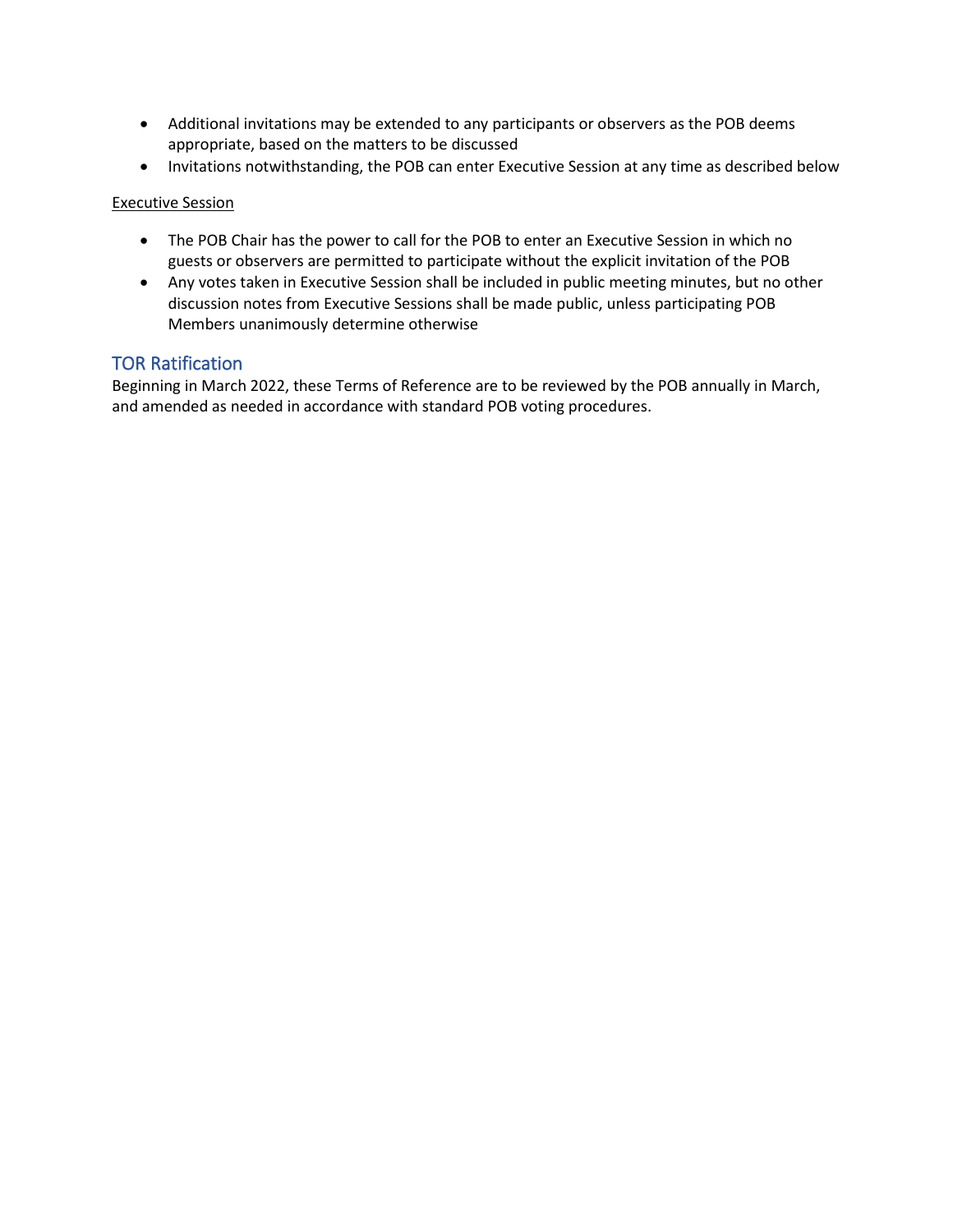- Additional invitations may be extended to any participants or observers as the POB deems appropriate, based on the matters to be discussed
- Invitations notwithstanding, the POB can enter Executive Session at any time as described below

Executive Session

- The POB Chair has the power to call for the POB to enter an Executive Session in which no guests or observers are permitted to participate without the explicit invitation of the POB
- Any votes taken in Executive Session shall be included in public meeting minutes, but no other discussion notes from Executive Sessions shall be made public, unless participating POB Members unanimously determine otherwise

## TOR Ratification

Beginning in March 2022, these Terms of Reference are to be reviewed by the POB annually in March, and amended as needed in accordance with standard POB voting procedures.